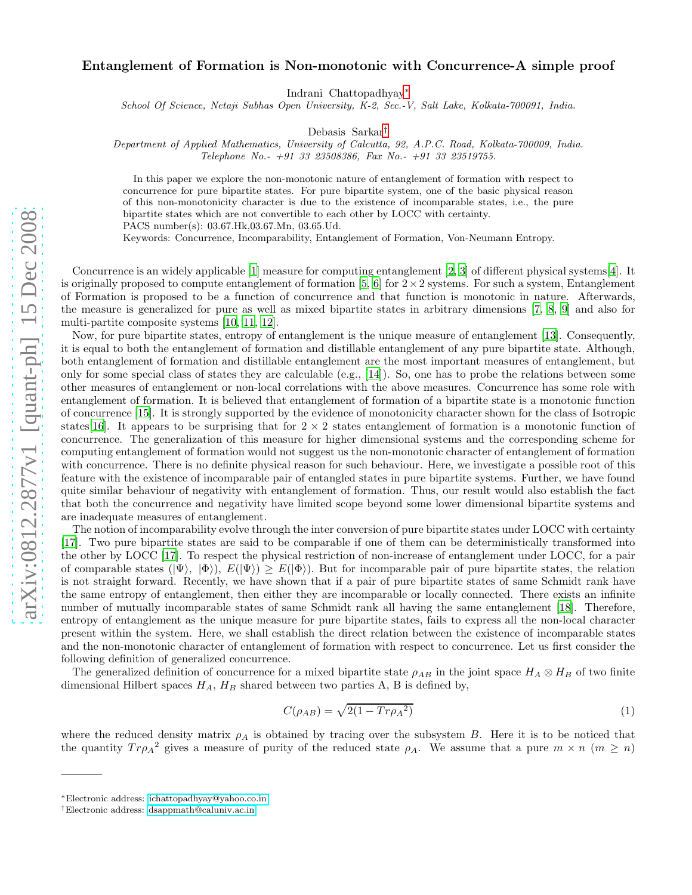# Entanglement of Formation is Non-monotonic with Concurrence-A simple proof

Indrani Chattopadhyay[*]

*School Of Science, Netaji Subhas Open University, K-2, Sec.-V, Salt Lake, Kolkata-700091, India.*

Debasis Sarkar[†]

*Department of Applied Mathematics, University of Calcutta, 92, A.P.C. Road, Kolkata-700009, India.*
*Telephone No.- +91 33 23508386, Fax No.- +91 33 23519755.*

In this paper we explore the non-monotonic nature of entanglement of formation with respect to concurrence for pure bipartite states. For pure bipartite system, one of the basic physical reason of this non-monotonicity character is due to the existence of incomparable states, i.e., the pure bipartite states which are not convertible to each other by LOCC with certainty.

PACS number(s): 03.67.Hk,03.67.Mn, 03.65.Ud.

Keywords: Concurrence, Incomparability, Entanglement of Formation, Von-Neumann Entropy.

Concurrence is an widely applicable [1] measure for computing entanglement [2, 3] of different physical systems[4]. It is originally proposed to compute entanglement of formation [5, 6] for $2 \times 2$ systems. For such a system, Entanglement of Formation is proposed to be a function of concurrence and that function is monotonic in nature. Afterwards, the measure is generalized for pure as well as mixed bipartite states in arbitrary dimensions [7, 8, 9] and also for multi-partite composite systems [10, 11, 12].

Now, for pure bipartite states, entropy of entanglement is the unique measure of entanglement [13]. Consequently, it is equal to both the entanglement of formation and distillable entanglement of any pure bipartite state. Although, both entanglement of formation and distillable entanglement are the most important measures of entanglement, but only for some special class of states they are calculable (e.g., [14]). So, one has to probe the relations between some other measures of entanglement or non-local correlations with the above measures. Concurrence has some role with entanglement of formation. It is believed that entanglement of formation of a bipartite state is a monotonic function of concurrence [15]. It is strongly supported by the evidence of monotonicity character shown for the class of Isotropic states[16]. It appears to be surprising that for $2 \times 2$ states entanglement of formation is a monotonic function of concurrence. The generalization of this measure for higher dimensional systems and the corresponding scheme for computing entanglement of formation would not suggest us the non-monotonic character of entanglement of formation with concurrence. There is no definite physical reason for such behaviour. Here, we investigate a possible root of this feature with the existence of incomparable pair of entangled states in pure bipartite systems. Further, we have found quite similar behaviour of negativity with entanglement of formation. Thus, our result would also establish the fact that both the concurrence and negativity have limited scope beyond some lower dimensional bipartite systems and are inadequate measures of entanglement.

The notion of incomparability evolve through the inter conversion of pure bipartite states under LOCC with certainty [17]. Two pure bipartite states are said to be comparable if one of them can be deterministically transformed into the other by LOCC [17]. To respect the physical restriction of non-increase of entanglement under LOCC, for a pair of comparable states $(|\Psi\rangle,\ |\Phi\rangle)$, $E(|\Psi\rangle) \geq E(|\Phi\rangle)$. But for incomparable pair of pure bipartite states, the relation is not straight forward. Recently, we have shown that if a pair of pure bipartite states of same Schmidt rank have the same entropy of entanglement, then either they are incomparable or locally connected. There exists an infinite number of mutually incomparable states of same Schmidt rank all having the same entanglement [18]. Therefore, entropy of entanglement as the unique measure for pure bipartite states, fails to express all the non-local character present within the system. Here, we shall establish the direct relation between the existence of incomparable states and the non-monotonic character of entanglement of formation with respect to concurrence. Let us first consider the following definition of generalized concurrence.

The generalized definition of concurrence for a mixed bipartite state $\rho_{AB}$ in the joint space $H_A \otimes H_B$ of two finite dimensional Hilbert spaces $H_A$, $H_B$ shared between two parties A, B is defined by,

$$C(\rho_{AB}) = \sqrt{2(1 - Tr{\rho_A}^2)} \tag{1}$$

where the reduced density matrix $\rho_A$ is obtained by tracing over the subsystem $B$. Here it is to be noticed that the quantity $Tr{\rho_A}^2$ gives a measure of purity of the reduced state $\rho_A$. We assume that a pure $m \times n$ $(m \geq n)$

[*] Electronic address: ichattopadhyay@yahoo.co.in

[†] Electronic address: dsappmath@caluniv.ac.in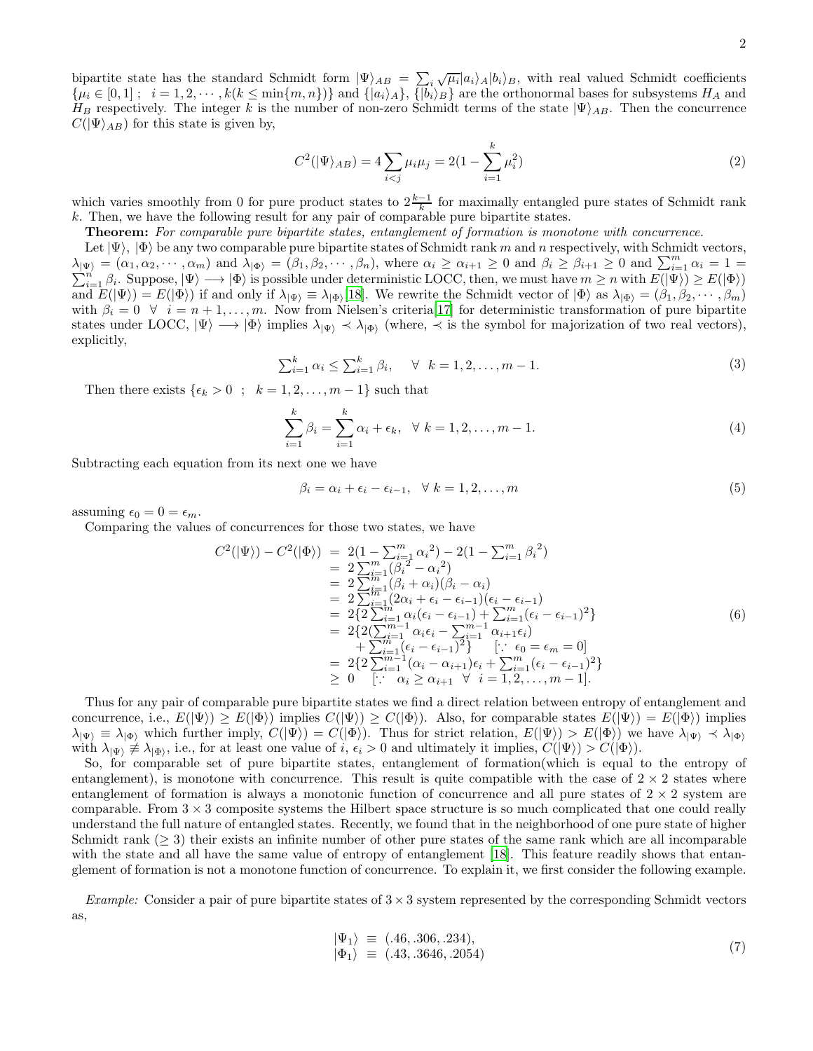bipartite state has the standard Schmidt form $|\Psi\rangle_{AB} = \sum_i \sqrt{\mu_i}|a_i\rangle_A|b_i\rangle_B$, with real valued Schmidt coefficients $\{\mu_i \in [0,1]\ ;\ \ i = 1, 2, \cdots, k(k \leq \min\{m, n\})\}$ and $\{|a_i\rangle_A\}$, $\{|b_i\rangle_B\}$ are the orthonormal bases for subsystems $H_A$ and $H_B$ respectively. The integer $k$ is the number of non-zero Schmidt terms of the state $|\Psi\rangle_{AB}$. Then the concurrence $C(|\Psi\rangle_{AB})$ for this state is given by,

$$C^2(|\Psi\rangle_{AB}) = 4\sum_{i<j}\mu_i\mu_j = 2(1 - \sum_{i=1}^{k}\mu_i^2) \tag{2}$$

which varies smoothly from 0 for pure product states to $2\frac{k-1}{k}$ for maximally entangled pure states of Schmidt rank $k$. Then, we have the following result for any pair of comparable pure bipartite states.

**Theorem:** *For comparable pure bipartite states, entanglement of formation is monotone with concurrence.*

Let $|\Psi\rangle$, $|\Phi\rangle$ be any two comparable pure bipartite states of Schmidt rank $m$ and $n$ respectively, with Schmidt vectors, $\lambda_{|\Psi\rangle} = (\alpha_1, \alpha_2, \cdots, \alpha_m)$ and $\lambda_{|\Phi\rangle} = (\beta_1, \beta_2, \cdots, \beta_n)$, where $\alpha_i \geq \alpha_{i+1} \geq 0$ and $\beta_i \geq \beta_{i+1} \geq 0$ and $\sum_{i=1}^{m}\alpha_i = 1 = \sum_{i=1}^{n}\beta_i$. Suppose, $|\Psi\rangle \longrightarrow |\Phi\rangle$ is possible under deterministic LOCC, then, we must have $m \geq n$ with $E(|\Psi\rangle) \geq E(|\Phi\rangle)$ and $E(|\Psi\rangle) = E(|\Phi\rangle)$ if and only if $\lambda_{|\Psi\rangle} \equiv \lambda_{|\Phi\rangle}$[18]. We rewrite the Schmidt vector of $|\Phi\rangle$ as $\lambda_{|\Phi\rangle} = (\beta_1, \beta_2, \cdots, \beta_m)$ with $\beta_i = 0\ \ \forall\ \ i = n+1, \ldots, m$. Now from Nielsen's criteria[17] for deterministic transformation of pure bipartite states under LOCC, $|\Psi\rangle \longrightarrow |\Phi\rangle$ implies $\lambda_{|\Psi\rangle} \prec \lambda_{|\Phi\rangle}$ (where, $\prec$ is the symbol for majorization of two real vectors), explicitly,

$$\textstyle\sum_{i=1}^{k}\alpha_i \leq \sum_{i=1}^{k}\beta_i, \quad \forall\ \ k = 1, 2, \ldots, m-1. \tag{3}$$

Then there exists $\{\epsilon_k > 0\ \ ;\ \ k = 1, 2, \ldots, m-1\}$ such that

$$\sum_{i=1}^{k}\beta_i = \sum_{i=1}^{k}\alpha_i + \epsilon_k, \ \ \forall\ k = 1, 2, \ldots, m-1. \tag{4}$$

Subtracting each equation from its next one we have

$$\beta_i = \alpha_i + \epsilon_i - \epsilon_{i-1}, \ \ \forall\ k = 1, 2, \ldots, m \tag{5}$$

assuming $\epsilon_0 = 0 = \epsilon_m$.

Comparing the values of concurrences for those two states, we have

$$\begin{aligned}
C^2(|\Psi\rangle) - C^2(|\Phi\rangle) &= 2(1 - \textstyle\sum_{i=1}^{m}{\alpha_i}^2) - 2(1 - \sum_{i=1}^{m}{\beta_i}^2) \\
&= 2\textstyle\sum_{i=1}^{m}({\beta_i}^2 - {\alpha_i}^2) \\
&= 2\textstyle\sum_{i=1}^{m}(\beta_i + \alpha_i)(\beta_i - \alpha_i) \\
&= 2\textstyle\sum_{i=1}^{m}(2\alpha_i + \epsilon_i - \epsilon_{i-1})(\epsilon_i - \epsilon_{i-1}) \\
&= 2\{2\textstyle\sum_{i=1}^{m}\alpha_i(\epsilon_i - \epsilon_{i-1}) + \sum_{i=1}^{m}(\epsilon_i - \epsilon_{i-1})^2\} \\
&= 2\{2(\textstyle\sum_{i=1}^{m-1}\alpha_i\epsilon_i - \sum_{i=1}^{m-1}\alpha_{i+1}\epsilon_i) \\
&\quad + \textstyle\sum_{i=1}^{m}(\epsilon_i - \epsilon_{i-1})^2\} \qquad [\because\ \epsilon_0 = \epsilon_m = 0] \\
&= 2\{2\textstyle\sum_{i=1}^{m-1}(\alpha_i - \alpha_{i+1})\epsilon_i + \sum_{i=1}^{m}(\epsilon_i - \epsilon_{i-1})^2\} \\
&\geq 0 \quad [\because\ \alpha_i \geq \alpha_{i+1}\ \ \forall\ \ i = 1, 2, \ldots, m-1].
\end{aligned} \tag{6}$$

Thus for any pair of comparable pure bipartite states we find a direct relation between entropy of entanglement and concurrence, i.e., $E(|\Psi\rangle) \geq E(|\Phi\rangle)$ implies $C(|\Psi\rangle) \geq C(|\Phi\rangle)$. Also, for comparable states $E(|\Psi\rangle) = E(|\Phi\rangle)$ implies $\lambda_{|\Psi\rangle} \equiv \lambda_{|\Phi\rangle}$ which further imply, $C(|\Psi\rangle) = C(|\Phi\rangle)$. Thus for strict relation, $E(|\Psi\rangle) > E(|\Phi\rangle)$ we have $\lambda_{|\Psi\rangle} \prec \lambda_{|\Phi\rangle}$ with $\lambda_{|\Psi\rangle} \not\equiv \lambda_{|\Phi\rangle}$, i.e., for at least one value of $i$, $\epsilon_i > 0$ and ultimately it implies, $C(|\Psi\rangle) > C(|\Phi\rangle)$.

So, for comparable set of pure bipartite states, entanglement of formation(which is equal to the entropy of entanglement), is monotone with concurrence. This result is quite compatible with the case of $2 \times 2$ states where entanglement of formation is always a monotonic function of concurrence and all pure states of $2 \times 2$ system are comparable. From $3 \times 3$ composite systems the Hilbert space structure is so much complicated that one could really understand the full nature of entangled states. Recently, we found that in the neighborhood of one pure state of higher Schmidt rank ($\geq 3$) their exists an infinite number of other pure states of the same rank which are all incomparable with the state and all have the same value of entropy of entanglement [18]. This feature readily shows that entanglement of formation is not a monotone function of concurrence. To explain it, we first consider the following example.

*Example:* Consider a pair of pure bipartite states of $3 \times 3$ system represented by the corresponding Schmidt vectors as,

$$\begin{aligned}
|\Psi_1\rangle &\equiv (.46, .306, .234), \\
|\Phi_1\rangle &\equiv (.43, .3646, .2054)
\end{aligned} \tag{7}$$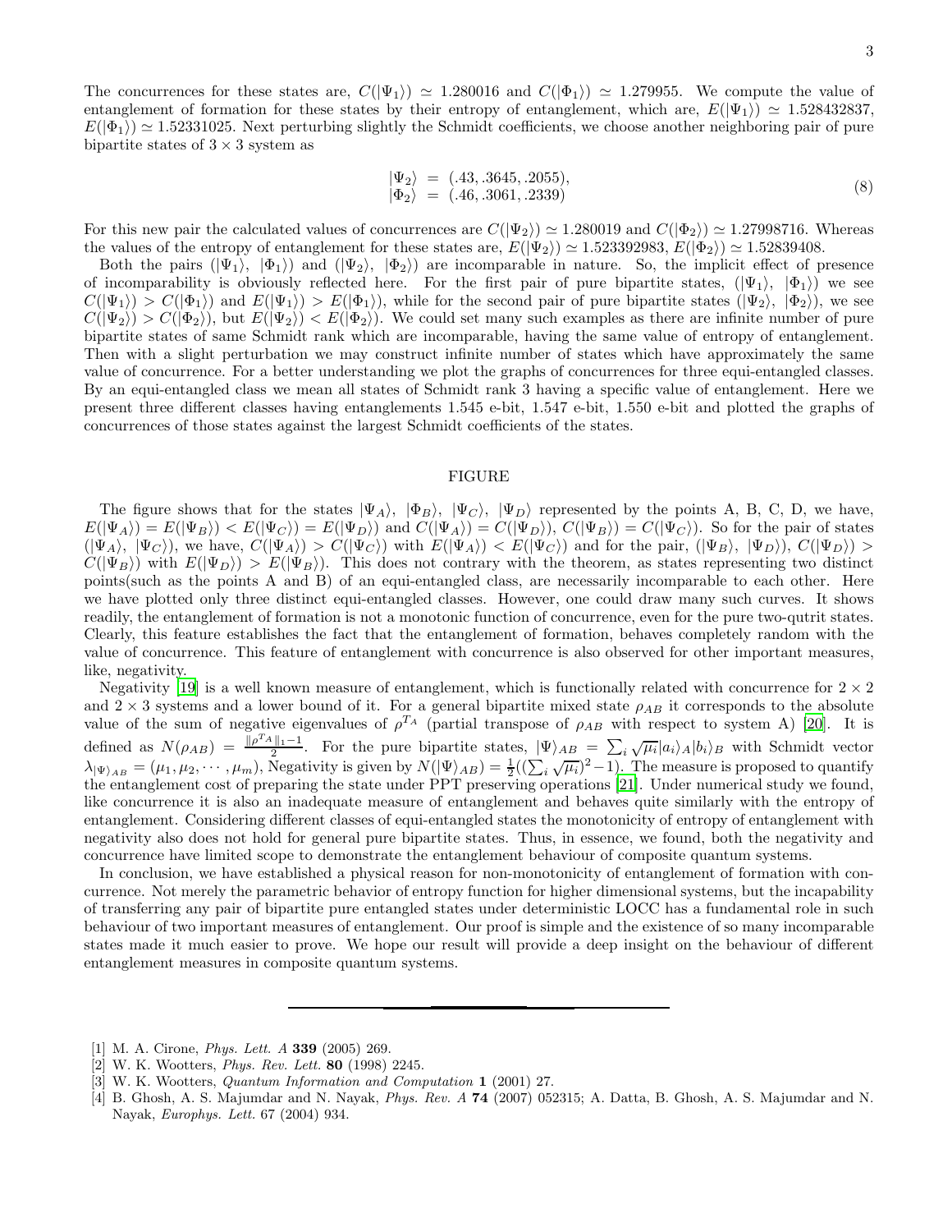The concurrences for these states are, $C(|\Psi_1\rangle) \simeq 1.280016$ and $C(|\Phi_1\rangle) \simeq 1.279955$. We compute the value of entanglement of formation for these states by their entropy of entanglement, which are, $E(|\Psi_1\rangle) \simeq 1.528432837$, $E(|\Phi_1\rangle) \simeq 1.52331025$. Next perturbing slightly the Schmidt coefficients, we choose another neighboring pair of pure bipartite states of $3 \times 3$ system as

$$
\begin{aligned}
|\Psi_2\rangle &= (.43, .3645, .2055), \\
|\Phi_2\rangle &= (.46, .3061, .2339)
\end{aligned}
\tag{8}
$$

For this new pair the calculated values of concurrences are $C(|\Psi_2\rangle) \simeq 1.280019$ and $C(|\Phi_2\rangle) \simeq 1.27998716$. Whereas the values of the entropy of entanglement for these states are, $E(|\Psi_2\rangle) \simeq 1.523392983$, $E(|\Phi_2\rangle) \simeq 1.52839408$.

Both the pairs $(|\Psi_1\rangle,\ |\Phi_1\rangle)$ and $(|\Psi_2\rangle,\ |\Phi_2\rangle)$ are incomparable in nature. So, the implicit effect of presence of incomparability is obviously reflected here. For the first pair of pure bipartite states, $(|\Psi_1\rangle,\ |\Phi_1\rangle)$ we see $C(|\Psi_1\rangle) > C(|\Phi_1\rangle)$ and $E(|\Psi_1\rangle) > E(|\Phi_1\rangle)$, while for the second pair of pure bipartite states $(|\Psi_2\rangle,\ |\Phi_2\rangle)$, we see $C(|\Psi_2\rangle) > C(|\Phi_2\rangle)$, but $E(|\Psi_2\rangle) < E(|\Phi_2\rangle)$. We could set many such examples as there are infinite number of pure bipartite states of same Schmidt rank which are incomparable, having the same value of entropy of entanglement. Then with a slight perturbation we may construct infinite number of states which have approximately the same value of concurrence. For a better understanding we plot the graphs of concurrences for three equi-entangled classes. By an equi-entangled class we mean all states of Schmidt rank 3 having a specific value of entanglement. Here we present three different classes having entanglements 1.545 e-bit, 1.547 e-bit, 1.550 e-bit and plotted the graphs of concurrences of those states against the largest Schmidt coefficients of the states.

FIGURE

The figure shows that for the states $|\Psi_A\rangle,\ |\Phi_B\rangle,\ |\Psi_C\rangle,\ |\Psi_D\rangle$ represented by the points A, B, C, D, we have, $E(|\Psi_A\rangle) = E(|\Psi_B\rangle) < E(|\Psi_C\rangle) = E(|\Psi_D\rangle)$ and $C(|\Psi_A\rangle) = C(|\Psi_D\rangle)$, $C(|\Psi_B\rangle) = C(|\Psi_C\rangle)$. So for the pair of states $(|\Psi_A\rangle,\ |\Psi_C\rangle)$, we have, $C(|\Psi_A\rangle) > C(|\Psi_C\rangle)$ with $E(|\Psi_A\rangle) < E(|\Psi_C\rangle)$ and for the pair, $(|\Psi_B\rangle,\ |\Psi_D\rangle)$, $C(|\Psi_D\rangle) > C(|\Psi_B\rangle)$ with $E(|\Psi_D\rangle) > E(|\Psi_B\rangle)$. This does not contrary with the theorem, as states representing two distinct points(such as the points A and B) of an equi-entangled class, are necessarily incomparable to each other. Here we have plotted only three distinct equi-entangled classes. However, one could draw many such curves. It shows readily, the entanglement of formation is not a monotonic function of concurrence, even for the pure two-qutrit states. Clearly, this feature establishes the fact that the entanglement of formation, behaves completely random with the value of concurrence. This feature of entanglement with concurrence is also observed for other important measures, like, negativity.

Negativity [19] is a well known measure of entanglement, which is functionally related with concurrence for $2 \times 2$ and $2 \times 3$ systems and a lower bound of it. For a general bipartite mixed state $\rho_{AB}$ it corresponds to the absolute value of the sum of negative eigenvalues of $\rho^{T_A}$ (partial transpose of $\rho_{AB}$ with respect to system A) [20]. It is defined as $N(\rho_{AB}) = \frac{\|\rho^{T_A}\|_1 - 1}{2}$. For the pure bipartite states, $|\Psi\rangle_{AB} = \sum_i \sqrt{\mu_i}|a_i\rangle_A|b_i\rangle_B$ with Schmidt vector $\lambda_{|\Psi\rangle_{AB}} = (\mu_1, \mu_2, \cdots, \mu_m)$, Negativity is given by $N(|\Psi\rangle_{AB}) = \frac{1}{2}((\sum_i \sqrt{\mu_i})^2 - 1)$. The measure is proposed to quantify the entanglement cost of preparing the state under PPT preserving operations [21]. Under numerical study we found, like concurrence it is also an inadequate measure of entanglement and behaves quite similarly with the entropy of entanglement. Considering different classes of equi-entangled states the monotonicity of entropy of entanglement with negativity also does not hold for general pure bipartite states. Thus, in essence, we found, both the negativity and concurrence have limited scope to demonstrate the entanglement behaviour of composite quantum systems.

In conclusion, we have established a physical reason for non-monotonicity of entanglement of formation with concurrence. Not merely the parametric behavior of entropy function for higher dimensional systems, but the incapability of transferring any pair of bipartite pure entangled states under deterministic LOCC has a fundamental role in such behaviour of two important measures of entanglement. Our proof is simple and the existence of so many incomparable states made it much easier to prove. We hope our result will provide a deep insight on the behaviour of different entanglement measures in composite quantum systems.

---

[1] M. A. Cirone, *Phys. Lett. A* **339** (2005) 269.

[2] W. K. Wootters, *Phys. Rev. Lett.* **80** (1998) 2245.

[3] W. K. Wootters, *Quantum Information and Computation* **1** (2001) 27.

[4] B. Ghosh, A. S. Majumdar and N. Nayak, *Phys. Rev. A* **74** (2007) 052315; A. Datta, B. Ghosh, A. S. Majumdar and N. Nayak, *Europhys. Lett.* 67 (2004) 934.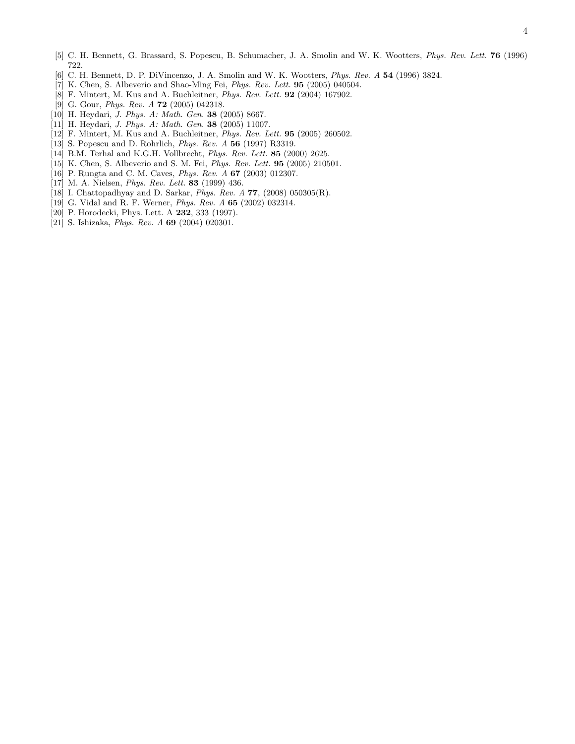[5] C. H. Bennett, G. Brassard, S. Popescu, B. Schumacher, J. A. Smolin and W. K. Wootters, *Phys. Rev. Lett.* **76** (1996) 722.

[6] C. H. Bennett, D. P. DiVincenzo, J. A. Smolin and W. K. Wootters, *Phys. Rev. A* **54** (1996) 3824.

[7] K. Chen, S. Albeverio and Shao-Ming Fei, *Phys. Rev. Lett.* **95** (2005) 040504.

[8] F. Mintert, M. Kus and A. Buchleitner, *Phys. Rev. Lett.* **92** (2004) 167902.

[9] G. Gour, *Phys. Rev. A* **72** (2005) 042318.

[10] H. Heydari, *J. Phys. A: Math. Gen.* **38** (2005) 8667.

[11] H. Heydari, *J. Phys. A: Math. Gen.* **38** (2005) 11007.

[12] F. Mintert, M. Kus and A. Buchleitner, *Phys. Rev. Lett.* **95** (2005) 260502.

[13] S. Popescu and D. Rohrlich, *Phys. Rev. A* **56** (1997) R3319.

[14] B.M. Terhal and K.G.H. Vollbrecht, *Phys. Rev. Lett.* **85** (2000) 2625.

[15] K. Chen, S. Albeverio and S. M. Fei, *Phys. Rev. Lett.* **95** (2005) 210501.

[16] P. Rungta and C. M. Caves, *Phys. Rev. A* **67** (2003) 012307.

[17] M. A. Nielsen, *Phys. Rev. Lett.* **83** (1999) 436.

[18] I. Chattopadhyay and D. Sarkar, *Phys. Rev. A* **77**, (2008) 050305(R).

[19] G. Vidal and R. F. Werner, *Phys. Rev. A* **65** (2002) 032314.

[20] P. Horodecki, Phys. Lett. A **232**, 333 (1997).

[21] S. Ishizaka, *Phys. Rev. A* **69** (2004) 020301.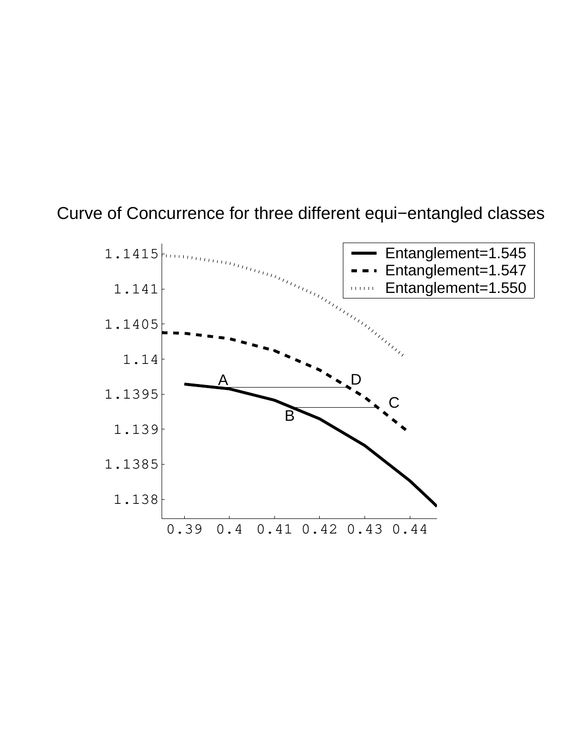Curve of Concurrence for three different equi−entangled classes

Entanglement=1.545

Entanglement=1.547

Entanglement=1.550

1.1415

1.141

1.1405

1.14

1.1395

1.139

1.1385

1.138

0.39 0.4 0.41 0.42 0.43 0.44

A

B

C

D